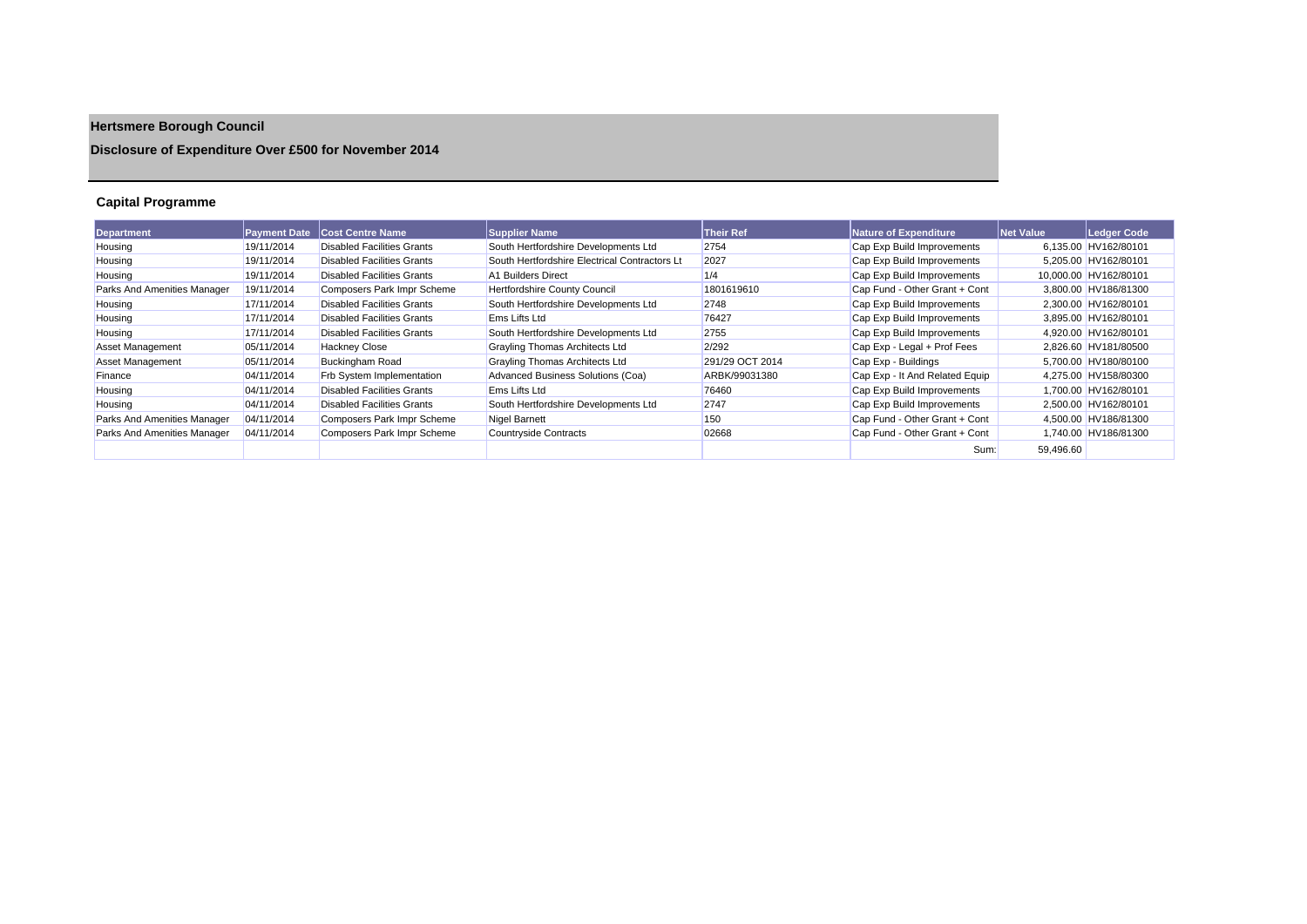# Hertsmere Borough Council

## Disclosure of Expenditure Over £500 for November 2014

### Capital Programme

| Department | Payment Date | Cost Centre Name | Supplier Name | Their Ref | Nature of Expenditure | Net Value | Ledger Code |
|---|---|---|---|---|---|---|---|
| Housing | 19/11/2014 | Disabled Facilities Grants | South Hertfordshire Developments Ltd | 2754 | Cap Exp Build Improvements | 6,135.00 | HV162/80101 |
| Housing | 19/11/2014 | Disabled Facilities Grants | South Hertfordshire Electrical Contractors Lt | 2027 | Cap Exp Build Improvements | 5,205.00 | HV162/80101 |
| Housing | 19/11/2014 | Disabled Facilities Grants | A1 Builders Direct | 1/4 | Cap Exp Build Improvements | 10,000.00 | HV162/80101 |
| Parks And Amenities Manager | 19/11/2014 | Composers Park Impr Scheme | Hertfordshire County Council | 1801619610 | Cap Fund - Other Grant + Cont | 3,800.00 | HV186/81300 |
| Housing | 17/11/2014 | Disabled Facilities Grants | South Hertfordshire Developments Ltd | 2748 | Cap Exp Build Improvements | 2,300.00 | HV162/80101 |
| Housing | 17/11/2014 | Disabled Facilities Grants | Ems Lifts Ltd | 76427 | Cap Exp Build Improvements | 3,895.00 | HV162/80101 |
| Housing | 17/11/2014 | Disabled Facilities Grants | South Hertfordshire Developments Ltd | 2755 | Cap Exp Build Improvements | 4,920.00 | HV162/80101 |
| Asset Management | 05/11/2014 | Hackney Close | Grayling Thomas Architects Ltd | 2/292 | Cap Exp - Legal + Prof Fees | 2,826.60 | HV181/80500 |
| Asset Management | 05/11/2014 | Buckingham Road | Grayling Thomas Architects Ltd | 291/29 OCT 2014 | Cap Exp - Buildings | 5,700.00 | HV180/80100 |
| Finance | 04/11/2014 | Frb System Implementation | Advanced Business Solutions (Coa) | ARBK/99031380 | Cap Exp - It And Related Equip | 4,275.00 | HV158/80300 |
| Housing | 04/11/2014 | Disabled Facilities Grants | Ems Lifts Ltd | 76460 | Cap Exp Build Improvements | 1,700.00 | HV162/80101 |
| Housing | 04/11/2014 | Disabled Facilities Grants | South Hertfordshire Developments Ltd | 2747 | Cap Exp Build Improvements | 2,500.00 | HV162/80101 |
| Parks And Amenities Manager | 04/11/2014 | Composers Park Impr Scheme | Nigel Barnett | 150 | Cap Fund - Other Grant + Cont | 4,500.00 | HV186/81300 |
| Parks And Amenities Manager | 04/11/2014 | Composers Park Impr Scheme | Countryside Contracts | 02668 | Cap Fund - Other Grant + Cont | 1,740.00 | HV186/81300 |
| | | | | | Sum: | 59,496.60 | |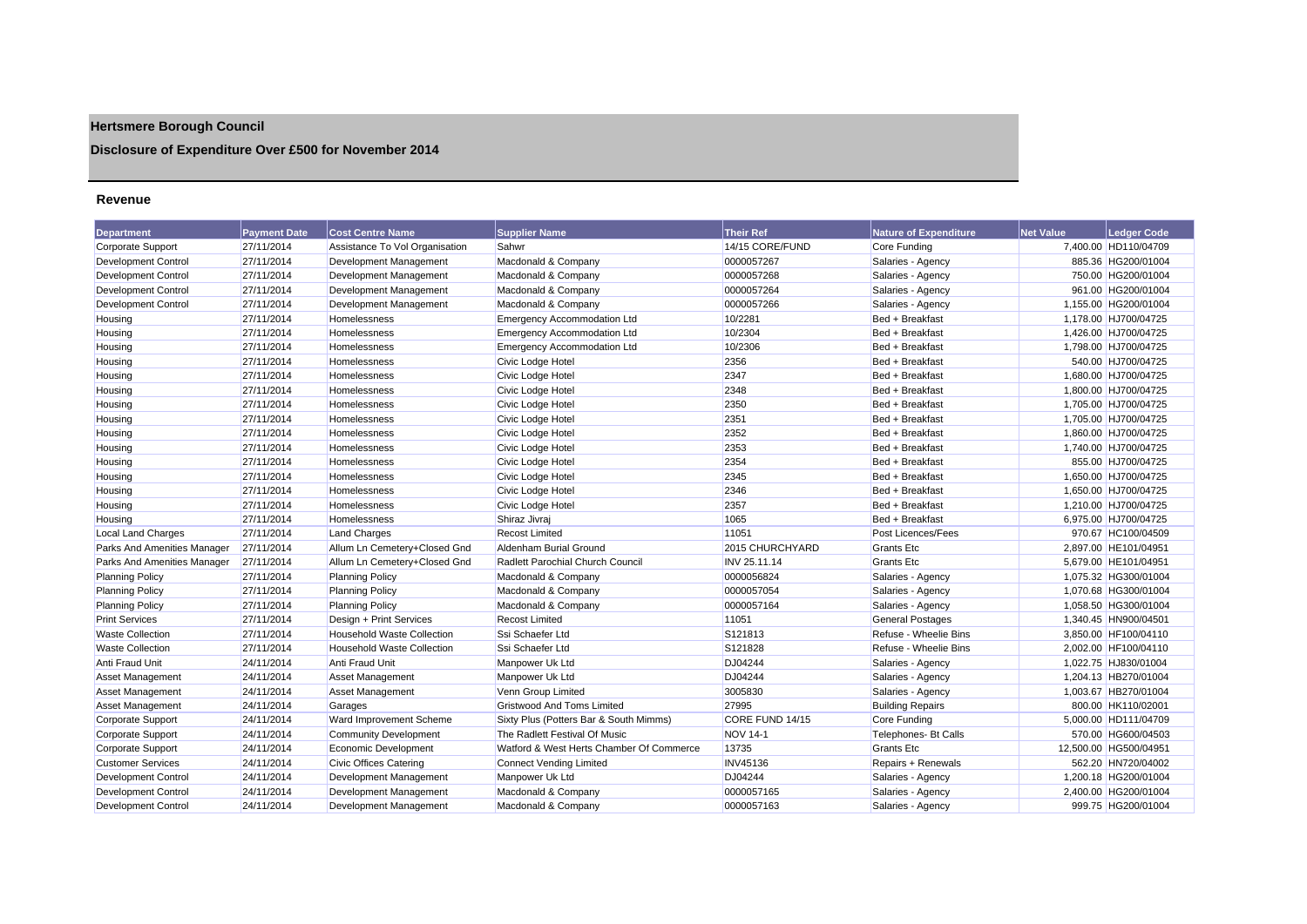# Hertsmere Borough Council

## Disclosure of Expenditure Over £500 for November 2014

### Revenue

| Department | Payment Date | Cost Centre Name | Supplier Name | Their Ref | Nature of Expenditure | Net Value | Ledger Code |
|---|---|---|---|---|---|---|---|
| Corporate Support | 27/11/2014 | Assistance To Vol Organisation | Sahwr | 14/15 CORE/FUND | Core Funding | 7,400.00 | HD110/04709 |
| Development Control | 27/11/2014 | Development Management | Macdonald & Company | 0000057267 | Salaries - Agency | 885.36 | HG200/01004 |
| Development Control | 27/11/2014 | Development Management | Macdonald & Company | 0000057268 | Salaries - Agency | 750.00 | HG200/01004 |
| Development Control | 27/11/2014 | Development Management | Macdonald & Company | 0000057264 | Salaries - Agency | 961.00 | HG200/01004 |
| Development Control | 27/11/2014 | Development Management | Macdonald & Company | 0000057266 | Salaries - Agency | 1,155.00 | HG200/01004 |
| Housing | 27/11/2014 | Homelessness | Emergency Accommodation Ltd | 10/2281 | Bed + Breakfast | 1,178.00 | HJ700/04725 |
| Housing | 27/11/2014 | Homelessness | Emergency Accommodation Ltd | 10/2304 | Bed + Breakfast | 1,426.00 | HJ700/04725 |
| Housing | 27/11/2014 | Homelessness | Emergency Accommodation Ltd | 10/2306 | Bed + Breakfast | 1,798.00 | HJ700/04725 |
| Housing | 27/11/2014 | Homelessness | Civic Lodge Hotel | 2356 | Bed + Breakfast | 540.00 | HJ700/04725 |
| Housing | 27/11/2014 | Homelessness | Civic Lodge Hotel | 2347 | Bed + Breakfast | 1,680.00 | HJ700/04725 |
| Housing | 27/11/2014 | Homelessness | Civic Lodge Hotel | 2348 | Bed + Breakfast | 1,800.00 | HJ700/04725 |
| Housing | 27/11/2014 | Homelessness | Civic Lodge Hotel | 2350 | Bed + Breakfast | 1,705.00 | HJ700/04725 |
| Housing | 27/11/2014 | Homelessness | Civic Lodge Hotel | 2351 | Bed + Breakfast | 1,705.00 | HJ700/04725 |
| Housing | 27/11/2014 | Homelessness | Civic Lodge Hotel | 2352 | Bed + Breakfast | 1,860.00 | HJ700/04725 |
| Housing | 27/11/2014 | Homelessness | Civic Lodge Hotel | 2353 | Bed + Breakfast | 1,740.00 | HJ700/04725 |
| Housing | 27/11/2014 | Homelessness | Civic Lodge Hotel | 2354 | Bed + Breakfast | 855.00 | HJ700/04725 |
| Housing | 27/11/2014 | Homelessness | Civic Lodge Hotel | 2345 | Bed + Breakfast | 1,650.00 | HJ700/04725 |
| Housing | 27/11/2014 | Homelessness | Civic Lodge Hotel | 2346 | Bed + Breakfast | 1,650.00 | HJ700/04725 |
| Housing | 27/11/2014 | Homelessness | Civic Lodge Hotel | 2357 | Bed + Breakfast | 1,210.00 | HJ700/04725 |
| Housing | 27/11/2014 | Homelessness | Shiraz Jivraj | 1065 | Bed + Breakfast | 6,975.00 | HJ700/04725 |
| Local Land Charges | 27/11/2014 | Land Charges | Recost Limited | 11051 | Post Licences/Fees | 970.67 | HC100/04509 |
| Parks And Amenities Manager | 27/11/2014 | Allum Ln Cemetery+Closed Gnd | Aldenham Burial Ground | 2015 CHURCHYARD | Grants Etc | 2,897.00 | HE101/04951 |
| Parks And Amenities Manager | 27/11/2014 | Allum Ln Cemetery+Closed Gnd | Radlett Parochial Church Council | INV 25.11.14 | Grants Etc | 5,679.00 | HE101/04951 |
| Planning Policy | 27/11/2014 | Planning Policy | Macdonald & Company | 0000056824 | Salaries - Agency | 1,075.32 | HG300/01004 |
| Planning Policy | 27/11/2014 | Planning Policy | Macdonald & Company | 0000057054 | Salaries - Agency | 1,070.68 | HG300/01004 |
| Planning Policy | 27/11/2014 | Planning Policy | Macdonald & Company | 0000057164 | Salaries - Agency | 1,058.50 | HG300/01004 |
| Print Services | 27/11/2014 | Design + Print Services | Recost Limited | 11051 | General Postages | 1,340.45 | HN900/04501 |
| Waste Collection | 27/11/2014 | Household Waste Collection | Ssi Schaefer Ltd | S121813 | Refuse - Wheelie Bins | 3,850.00 | HF100/04110 |
| Waste Collection | 27/11/2014 | Household Waste Collection | Ssi Schaefer Ltd | S121828 | Refuse - Wheelie Bins | 2,002.00 | HF100/04110 |
| Anti Fraud Unit | 24/11/2014 | Anti Fraud Unit | Manpower Uk Ltd | DJ04244 | Salaries - Agency | 1,022.75 | HJ830/01004 |
| Asset Management | 24/11/2014 | Asset Management | Manpower Uk Ltd | DJ04244 | Salaries - Agency | 1,204.13 | HB270/01004 |
| Asset Management | 24/11/2014 | Asset Management | Venn Group Limited | 3005830 | Salaries - Agency | 1,003.67 | HB270/01004 |
| Asset Management | 24/11/2014 | Garages | Gristwood And Toms Limited | 27995 | Building Repairs | 800.00 | HK110/02001 |
| Corporate Support | 24/11/2014 | Ward Improvement Scheme | Sixty Plus (Potters Bar & South Mimms) | CORE FUND 14/15 | Core Funding | 5,000.00 | HD111/04709 |
| Corporate Support | 24/11/2014 | Community Development | The Radlett Festival Of Music | NOV 14-1 | Telephones- Bt Calls | 570.00 | HG600/04503 |
| Corporate Support | 24/11/2014 | Economic Development | Watford & West Herts Chamber Of Commerce | 13735 | Grants Etc | 12,500.00 | HG500/04951 |
| Customer Services | 24/11/2014 | Civic Offices Catering | Connect Vending Limited | INV45136 | Repairs + Renewals | 562.20 | HN720/04002 |
| Development Control | 24/11/2014 | Development Management | Manpower Uk Ltd | DJ04244 | Salaries - Agency | 1,200.18 | HG200/01004 |
| Development Control | 24/11/2014 | Development Management | Macdonald & Company | 0000057165 | Salaries - Agency | 2,400.00 | HG200/01004 |
| Development Control | 24/11/2014 | Development Management | Macdonald & Company | 0000057163 | Salaries - Agency | 999.75 | HG200/01004 |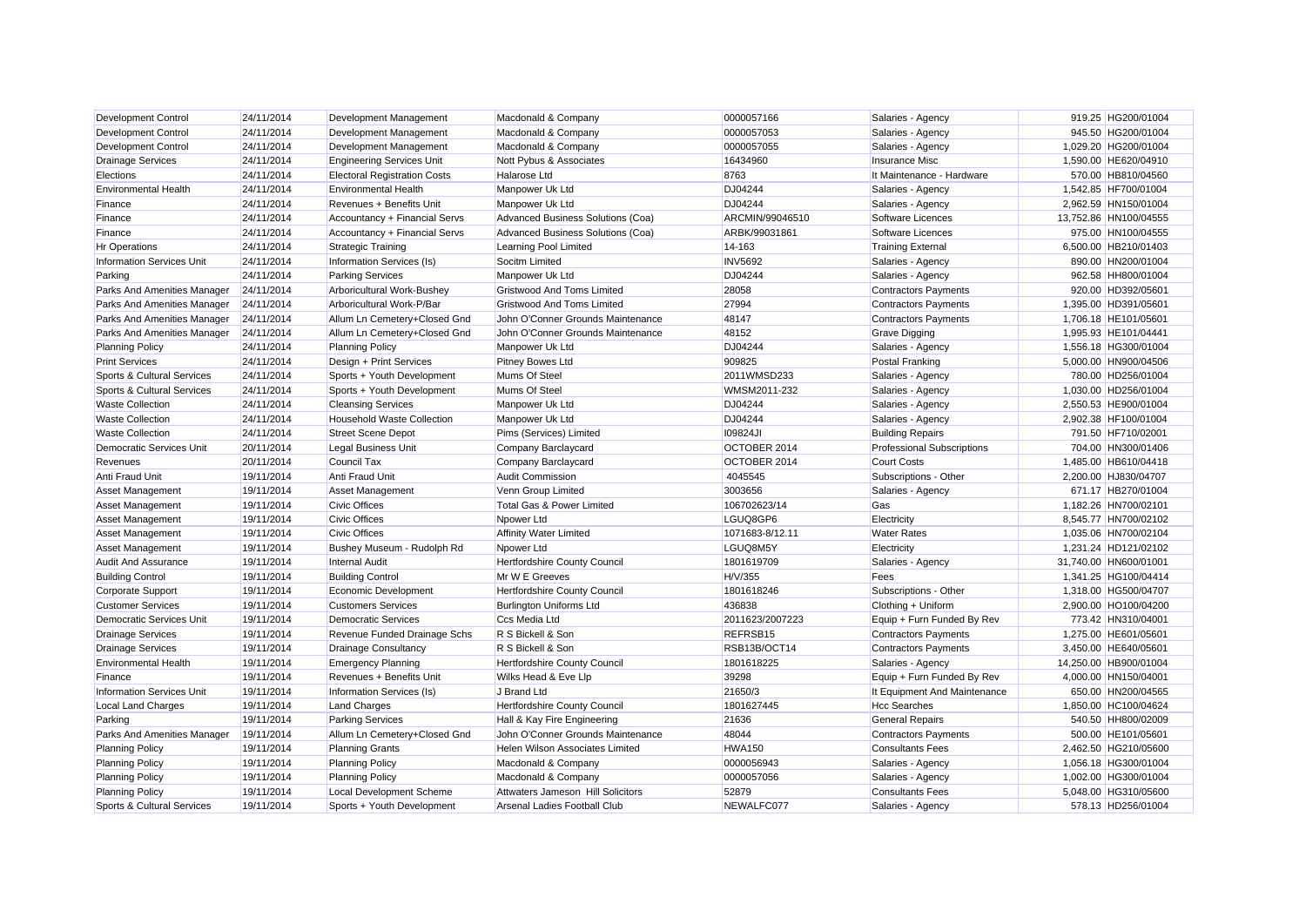| | | | | | | | |
|---|---|---|---|---|---|---|---|
| Development Control | 24/11/2014 | Development Management | Macdonald & Company | 0000057166 | Salaries - Agency | 919.25 | HG200/01004 |
| Development Control | 24/11/2014 | Development Management | Macdonald & Company | 0000057053 | Salaries - Agency | 945.50 | HG200/01004 |
| Development Control | 24/11/2014 | Development Management | Macdonald & Company | 0000057055 | Salaries - Agency | 1,029.20 | HG200/01004 |
| Drainage Services | 24/11/2014 | Engineering Services Unit | Nott Pybus & Associates | 16434960 | Insurance Misc | 1,590.00 | HE620/04910 |
| Elections | 24/11/2014 | Electoral Registration Costs | Halarose Ltd | 8763 | It Maintenance - Hardware | 570.00 | HB810/04560 |
| Environmental Health | 24/11/2014 | Environmental Health | Manpower Uk Ltd | DJ04244 | Salaries - Agency | 1,542.85 | HF700/01004 |
| Finance | 24/11/2014 | Revenues + Benefits Unit | Manpower Uk Ltd | DJ04244 | Salaries - Agency | 2,962.59 | HN150/01004 |
| Finance | 24/11/2014 | Accountancy + Financial Servs | Advanced Business Solutions (Coa) | ARCMIN/99046510 | Software Licences | 13,752.86 | HN100/04555 |
| Finance | 24/11/2014 | Accountancy + Financial Servs | Advanced Business Solutions (Coa) | ARBK/99031861 | Software Licences | 975.00 | HN100/04555 |
| Hr Operations | 24/11/2014 | Strategic Training | Learning Pool Limited | 14-163 | Training External | 6,500.00 | HB210/01403 |
| Information Services Unit | 24/11/2014 | Information Services (Is) | Socitm Limited | INV5692 | Salaries - Agency | 890.00 | HN200/01004 |
| Parking | 24/11/2014 | Parking Services | Manpower Uk Ltd | DJ04244 | Salaries - Agency | 962.58 | HH800/01004 |
| Parks And Amenities Manager | 24/11/2014 | Arboricultural Work-Bushey | Gristwood And Toms Limited | 28058 | Contractors Payments | 920.00 | HD392/05601 |
| Parks And Amenities Manager | 24/11/2014 | Arboricultural Work-P/Bar | Gristwood And Toms Limited | 27994 | Contractors Payments | 1,395.00 | HD391/05601 |
| Parks And Amenities Manager | 24/11/2014 | Allum Ln Cemetery+Closed Gnd | John O'Conner Grounds Maintenance | 48147 | Contractors Payments | 1,706.18 | HE101/05601 |
| Parks And Amenities Manager | 24/11/2014 | Allum Ln Cemetery+Closed Gnd | John O'Conner Grounds Maintenance | 48152 | Grave Digging | 1,995.93 | HE101/04441 |
| Planning Policy | 24/11/2014 | Planning Policy | Manpower Uk Ltd | DJ04244 | Salaries - Agency | 1,556.18 | HG300/01004 |
| Print Services | 24/11/2014 | Design + Print Services | Pitney Bowes Ltd | 909825 | Postal Franking | 5,000.00 | HN900/04506 |
| Sports & Cultural Services | 24/11/2014 | Sports + Youth Development | Mums Of Steel | 2011WMSD233 | Salaries - Agency | 780.00 | HD256/01004 |
| Sports & Cultural Services | 24/11/2014 | Sports + Youth Development | Mums Of Steel | WMSM2011-232 | Salaries - Agency | 1,030.00 | HD256/01004 |
| Waste Collection | 24/11/2014 | Cleansing Services | Manpower Uk Ltd | DJ04244 | Salaries - Agency | 2,550.53 | HE900/01004 |
| Waste Collection | 24/11/2014 | Household Waste Collection | Manpower Uk Ltd | DJ04244 | Salaries - Agency | 2,902.38 | HF100/01004 |
| Waste Collection | 24/11/2014 | Street Scene Depot | Pims (Services) Limited | I09824JI | Building Repairs | 791.50 | HF710/02001 |
| Democratic Services Unit | 20/11/2014 | Legal Business Unit | Company Barclaycard | OCTOBER 2014 | Professional Subscriptions | 704.00 | HN300/01406 |
| Revenues | 20/11/2014 | Council Tax | Company Barclaycard | OCTOBER 2014 | Court Costs | 1,485.00 | HB610/04418 |
| Anti Fraud Unit | 19/11/2014 | Anti Fraud Unit | Audit Commission | 4045545 | Subscriptions - Other | 2,200.00 | HJ830/04707 |
| Asset Management | 19/11/2014 | Asset Management | Venn Group Limited | 3003656 | Salaries - Agency | 671.17 | HB270/01004 |
| Asset Management | 19/11/2014 | Civic Offices | Total Gas & Power Limited | 106702623/14 | Gas | 1,182.26 | HN700/02101 |
| Asset Management | 19/11/2014 | Civic Offices | Npower Ltd | LGUQ8GP6 | Electricity | 8,545.77 | HN700/02102 |
| Asset Management | 19/11/2014 | Civic Offices | Affinity Water Limited | 1071683-8/12.11 | Water Rates | 1,035.06 | HN700/02104 |
| Asset Management | 19/11/2014 | Bushey Museum - Rudolph Rd | Npower Ltd | LGUQ8M5Y | Electricity | 1,231.24 | HD121/02102 |
| Audit And Assurance | 19/11/2014 | Internal Audit | Hertfordshire County Council | 1801619709 | Salaries - Agency | 31,740.00 | HN600/01001 |
| Building Control | 19/11/2014 | Building Control | Mr W E Greeves | H/V/355 | Fees | 1,341.25 | HG100/04414 |
| Corporate Support | 19/11/2014 | Economic Development | Hertfordshire County Council | 1801618246 | Subscriptions - Other | 1,318.00 | HG500/04707 |
| Customer Services | 19/11/2014 | Customers Services | Burlington Uniforms Ltd | 436838 | Clothing + Uniform | 2,900.00 | HO100/04200 |
| Democratic Services Unit | 19/11/2014 | Democratic Services | Ccs Media Ltd | 2011623/2007223 | Equip + Furn Funded By Rev | 773.42 | HN310/04001 |
| Drainage Services | 19/11/2014 | Revenue Funded Drainage Schs | R S Bickell & Son | REFRSB15 | Contractors Payments | 1,275.00 | HE601/05601 |
| Drainage Services | 19/11/2014 | Drainage Consultancy | R S Bickell & Son | RSB13B/OCT14 | Contractors Payments | 3,450.00 | HE640/05601 |
| Environmental Health | 19/11/2014 | Emergency Planning | Hertfordshire County Council | 1801618225 | Salaries - Agency | 14,250.00 | HB900/01004 |
| Finance | 19/11/2014 | Revenues + Benefits Unit | Wilks Head & Eve Llp | 39298 | Equip + Furn Funded By Rev | 4,000.00 | HN150/04001 |
| Information Services Unit | 19/11/2014 | Information Services (Is) | J Brand Ltd | 21650/3 | It Equipment And Maintenance | 650.00 | HN200/04565 |
| Local Land Charges | 19/11/2014 | Land Charges | Hertfordshire County Council | 1801627445 | Hcc Searches | 1,850.00 | HC100/04624 |
| Parking | 19/11/2014 | Parking Services | Hall & Kay Fire Engineering | 21636 | General Repairs | 540.50 | HH800/02009 |
| Parks And Amenities Manager | 19/11/2014 | Allum Ln Cemetery+Closed Gnd | John O'Conner Grounds Maintenance | 48044 | Contractors Payments | 500.00 | HE101/05601 |
| Planning Policy | 19/11/2014 | Planning Grants | Helen Wilson Associates Limited | HWA150 | Consultants Fees | 2,462.50 | HG210/05600 |
| Planning Policy | 19/11/2014 | Planning Policy | Macdonald & Company | 0000056943 | Salaries - Agency | 1,056.18 | HG300/01004 |
| Planning Policy | 19/11/2014 | Planning Policy | Macdonald & Company | 0000057056 | Salaries - Agency | 1,002.00 | HG300/01004 |
| Planning Policy | 19/11/2014 | Local Development Scheme | Attwaters Jameson Hill Solicitors | 52879 | Consultants Fees | 5,048.00 | HG310/05600 |
| Sports & Cultural Services | 19/11/2014 | Sports + Youth Development | Arsenal Ladies Football Club | NEWALFC077 | Salaries - Agency | 578.13 | HD256/01004 |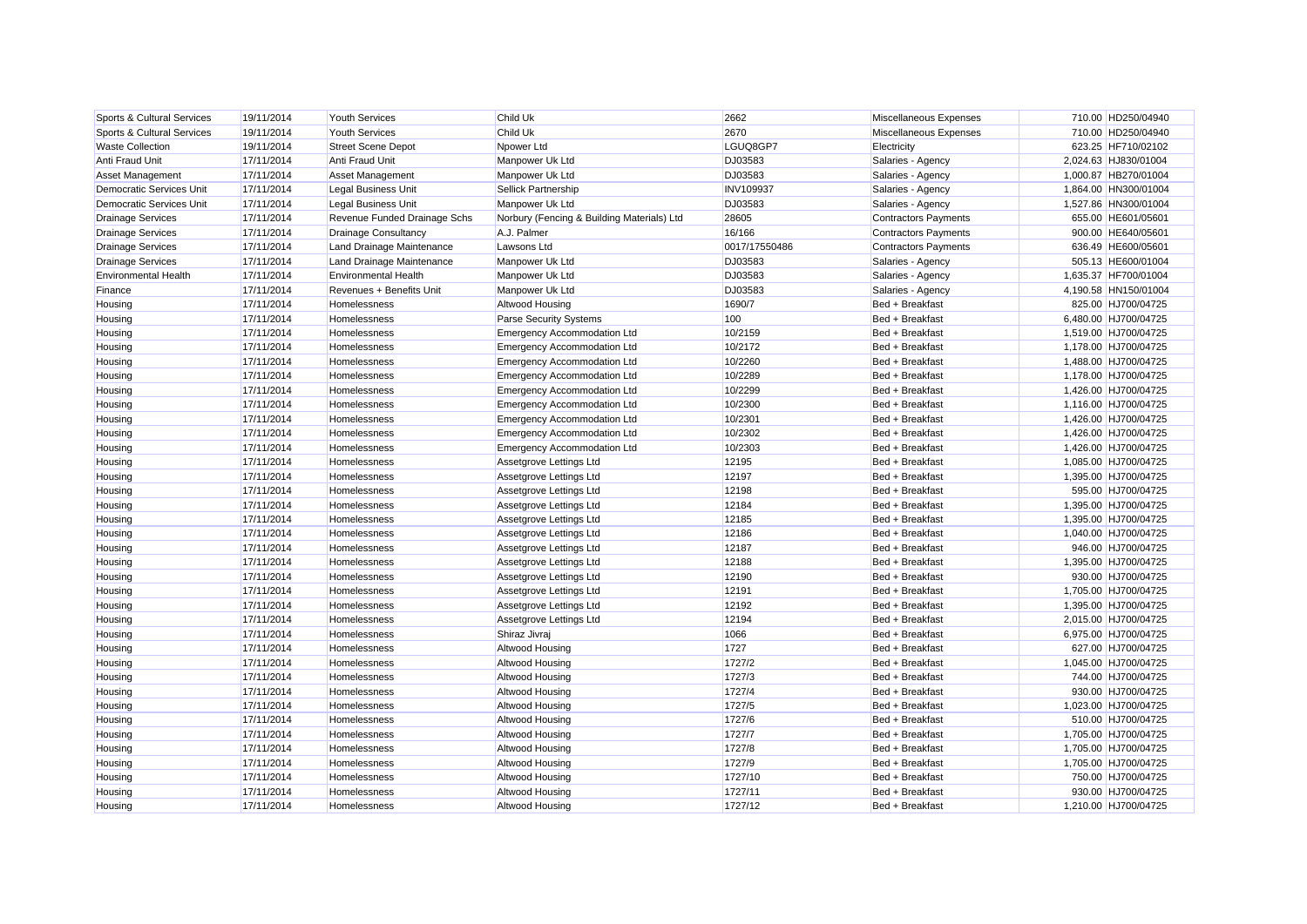| | | | | | | | |
|---|---|---|---|---|---|---|---|
| Sports & Cultural Services | 19/11/2014 | Youth Services | Child Uk | 2662 | Miscellaneous Expenses | 710.00 | HD250/04940 |
| Sports & Cultural Services | 19/11/2014 | Youth Services | Child Uk | 2670 | Miscellaneous Expenses | 710.00 | HD250/04940 |
| Waste Collection | 19/11/2014 | Street Scene Depot | Npower Ltd | LGUQ8GP7 | Electricity | 623.25 | HF710/02102 |
| Anti Fraud Unit | 17/11/2014 | Anti Fraud Unit | Manpower Uk Ltd | DJ03583 | Salaries - Agency | 2,024.63 | HJ830/01004 |
| Asset Management | 17/11/2014 | Asset Management | Manpower Uk Ltd | DJ03583 | Salaries - Agency | 1,000.87 | HB270/01004 |
| Democratic Services Unit | 17/11/2014 | Legal Business Unit | Sellick Partnership | INV109937 | Salaries - Agency | 1,864.00 | HN300/01004 |
| Democratic Services Unit | 17/11/2014 | Legal Business Unit | Manpower Uk Ltd | DJ03583 | Salaries - Agency | 1,527.86 | HN300/01004 |
| Drainage Services | 17/11/2014 | Revenue Funded Drainage Schs | Norbury (Fencing & Building Materials) Ltd | 28605 | Contractors Payments | 655.00 | HE601/05601 |
| Drainage Services | 17/11/2014 | Drainage Consultancy | A.J. Palmer | 16/166 | Contractors Payments | 900.00 | HE640/05601 |
| Drainage Services | 17/11/2014 | Land Drainage Maintenance | Lawsons Ltd | 0017/17550486 | Contractors Payments | 636.49 | HE600/05601 |
| Drainage Services | 17/11/2014 | Land Drainage Maintenance | Manpower Uk Ltd | DJ03583 | Salaries - Agency | 505.13 | HE600/01004 |
| Environmental Health | 17/11/2014 | Environmental Health | Manpower Uk Ltd | DJ03583 | Salaries - Agency | 1,635.37 | HF700/01004 |
| Finance | 17/11/2014 | Revenues + Benefits Unit | Manpower Uk Ltd | DJ03583 | Salaries - Agency | 4,190.58 | HN150/01004 |
| Housing | 17/11/2014 | Homelessness | Altwood Housing | 1690/7 | Bed + Breakfast | 825.00 | HJ700/04725 |
| Housing | 17/11/2014 | Homelessness | Parse Security Systems | 100 | Bed + Breakfast | 6,480.00 | HJ700/04725 |
| Housing | 17/11/2014 | Homelessness | Emergency Accommodation Ltd | 10/2159 | Bed + Breakfast | 1,519.00 | HJ700/04725 |
| Housing | 17/11/2014 | Homelessness | Emergency Accommodation Ltd | 10/2172 | Bed + Breakfast | 1,178.00 | HJ700/04725 |
| Housing | 17/11/2014 | Homelessness | Emergency Accommodation Ltd | 10/2260 | Bed + Breakfast | 1,488.00 | HJ700/04725 |
| Housing | 17/11/2014 | Homelessness | Emergency Accommodation Ltd | 10/2289 | Bed + Breakfast | 1,178.00 | HJ700/04725 |
| Housing | 17/11/2014 | Homelessness | Emergency Accommodation Ltd | 10/2299 | Bed + Breakfast | 1,426.00 | HJ700/04725 |
| Housing | 17/11/2014 | Homelessness | Emergency Accommodation Ltd | 10/2300 | Bed + Breakfast | 1,116.00 | HJ700/04725 |
| Housing | 17/11/2014 | Homelessness | Emergency Accommodation Ltd | 10/2301 | Bed + Breakfast | 1,426.00 | HJ700/04725 |
| Housing | 17/11/2014 | Homelessness | Emergency Accommodation Ltd | 10/2302 | Bed + Breakfast | 1,426.00 | HJ700/04725 |
| Housing | 17/11/2014 | Homelessness | Emergency Accommodation Ltd | 10/2303 | Bed + Breakfast | 1,426.00 | HJ700/04725 |
| Housing | 17/11/2014 | Homelessness | Assetgrove Lettings Ltd | 12195 | Bed + Breakfast | 1,085.00 | HJ700/04725 |
| Housing | 17/11/2014 | Homelessness | Assetgrove Lettings Ltd | 12197 | Bed + Breakfast | 1,395.00 | HJ700/04725 |
| Housing | 17/11/2014 | Homelessness | Assetgrove Lettings Ltd | 12198 | Bed + Breakfast | 595.00 | HJ700/04725 |
| Housing | 17/11/2014 | Homelessness | Assetgrove Lettings Ltd | 12184 | Bed + Breakfast | 1,395.00 | HJ700/04725 |
| Housing | 17/11/2014 | Homelessness | Assetgrove Lettings Ltd | 12185 | Bed + Breakfast | 1,395.00 | HJ700/04725 |
| Housing | 17/11/2014 | Homelessness | Assetgrove Lettings Ltd | 12186 | Bed + Breakfast | 1,040.00 | HJ700/04725 |
| Housing | 17/11/2014 | Homelessness | Assetgrove Lettings Ltd | 12187 | Bed + Breakfast | 946.00 | HJ700/04725 |
| Housing | 17/11/2014 | Homelessness | Assetgrove Lettings Ltd | 12188 | Bed + Breakfast | 1,395.00 | HJ700/04725 |
| Housing | 17/11/2014 | Homelessness | Assetgrove Lettings Ltd | 12190 | Bed + Breakfast | 930.00 | HJ700/04725 |
| Housing | 17/11/2014 | Homelessness | Assetgrove Lettings Ltd | 12191 | Bed + Breakfast | 1,705.00 | HJ700/04725 |
| Housing | 17/11/2014 | Homelessness | Assetgrove Lettings Ltd | 12192 | Bed + Breakfast | 1,395.00 | HJ700/04725 |
| Housing | 17/11/2014 | Homelessness | Assetgrove Lettings Ltd | 12194 | Bed + Breakfast | 2,015.00 | HJ700/04725 |
| Housing | 17/11/2014 | Homelessness | Shiraz Jivraj | 1066 | Bed + Breakfast | 6,975.00 | HJ700/04725 |
| Housing | 17/11/2014 | Homelessness | Altwood Housing | 1727 | Bed + Breakfast | 627.00 | HJ700/04725 |
| Housing | 17/11/2014 | Homelessness | Altwood Housing | 1727/2 | Bed + Breakfast | 1,045.00 | HJ700/04725 |
| Housing | 17/11/2014 | Homelessness | Altwood Housing | 1727/3 | Bed + Breakfast | 744.00 | HJ700/04725 |
| Housing | 17/11/2014 | Homelessness | Altwood Housing | 1727/4 | Bed + Breakfast | 930.00 | HJ700/04725 |
| Housing | 17/11/2014 | Homelessness | Altwood Housing | 1727/5 | Bed + Breakfast | 1,023.00 | HJ700/04725 |
| Housing | 17/11/2014 | Homelessness | Altwood Housing | 1727/6 | Bed + Breakfast | 510.00 | HJ700/04725 |
| Housing | 17/11/2014 | Homelessness | Altwood Housing | 1727/7 | Bed + Breakfast | 1,705.00 | HJ700/04725 |
| Housing | 17/11/2014 | Homelessness | Altwood Housing | 1727/8 | Bed + Breakfast | 1,705.00 | HJ700/04725 |
| Housing | 17/11/2014 | Homelessness | Altwood Housing | 1727/9 | Bed + Breakfast | 1,705.00 | HJ700/04725 |
| Housing | 17/11/2014 | Homelessness | Altwood Housing | 1727/10 | Bed + Breakfast | 750.00 | HJ700/04725 |
| Housing | 17/11/2014 | Homelessness | Altwood Housing | 1727/11 | Bed + Breakfast | 930.00 | HJ700/04725 |
| Housing | 17/11/2014 | Homelessness | Altwood Housing | 1727/12 | Bed + Breakfast | 1,210.00 | HJ700/04725 |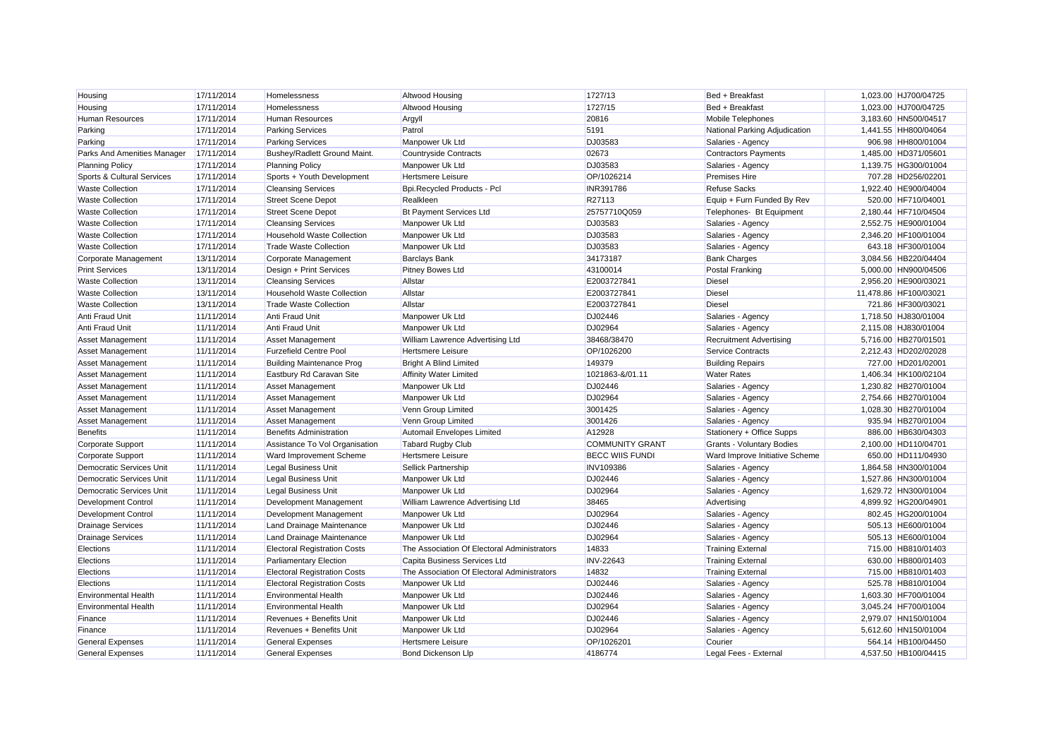| | | | | | | | |
|---|---|---|---|---|---|---|---|
| Housing | 17/11/2014 | Homelessness | Altwood Housing | 1727/13 | Bed + Breakfast | 1,023.00 | HJ700/04725 |
| Housing | 17/11/2014 | Homelessness | Altwood Housing | 1727/15 | Bed + Breakfast | 1,023.00 | HJ700/04725 |
| Human Resources | 17/11/2014 | Human Resources | Argyll | 20816 | Mobile Telephones | 3,183.60 | HN500/04517 |
| Parking | 17/11/2014 | Parking Services | Patrol | 5191 | National Parking Adjudication | 1,441.55 | HH800/04064 |
| Parking | 17/11/2014 | Parking Services | Manpower Uk Ltd | DJ03583 | Salaries - Agency | 906.98 | HH800/01004 |
| Parks And Amenities Manager | 17/11/2014 | Bushey/Radlett Ground Maint. | Countryside Contracts | 02673 | Contractors Payments | 1,485.00 | HD371/05601 |
| Planning Policy | 17/11/2014 | Planning Policy | Manpower Uk Ltd | DJ03583 | Salaries - Agency | 1,139.75 | HG300/01004 |
| Sports & Cultural Services | 17/11/2014 | Sports + Youth Development | Hertsmere Leisure | OP/1026214 | Premises Hire | 707.28 | HD256/02201 |
| Waste Collection | 17/11/2014 | Cleansing Services | Bpi.Recycled Products - Pcl | INR391786 | Refuse Sacks | 1,922.40 | HE900/04004 |
| Waste Collection | 17/11/2014 | Street Scene Depot | Realkleen | R27113 | Equip + Furn Funded By Rev | 520.00 | HF710/04001 |
| Waste Collection | 17/11/2014 | Street Scene Depot | Bt Payment Services Ltd | 25757710Q059 | Telephones- Bt Equipment | 2,180.44 | HF710/04504 |
| Waste Collection | 17/11/2014 | Cleansing Services | Manpower Uk Ltd | DJ03583 | Salaries - Agency | 2,552.75 | HE900/01004 |
| Waste Collection | 17/11/2014 | Household Waste Collection | Manpower Uk Ltd | DJ03583 | Salaries - Agency | 2,346.20 | HF100/01004 |
| Waste Collection | 17/11/2014 | Trade Waste Collection | Manpower Uk Ltd | DJ03583 | Salaries - Agency | 643.18 | HF300/01004 |
| Corporate Management | 13/11/2014 | Corporate Management | Barclays Bank | 34173187 | Bank Charges | 3,084.56 | HB220/04404 |
| Print Services | 13/11/2014 | Design + Print Services | Pitney Bowes Ltd | 43100014 | Postal Franking | 5,000.00 | HN900/04506 |
| Waste Collection | 13/11/2014 | Cleansing Services | Allstar | E2003727841 | Diesel | 2,956.20 | HE900/03021 |
| Waste Collection | 13/11/2014 | Household Waste Collection | Allstar | E2003727841 | Diesel | 11,478.86 | HF100/03021 |
| Waste Collection | 13/11/2014 | Trade Waste Collection | Allstar | E2003727841 | Diesel | 721.86 | HF300/03021 |
| Anti Fraud Unit | 11/11/2014 | Anti Fraud Unit | Manpower Uk Ltd | DJ02446 | Salaries - Agency | 1,718.50 | HJ830/01004 |
| Anti Fraud Unit | 11/11/2014 | Anti Fraud Unit | Manpower Uk Ltd | DJ02964 | Salaries - Agency | 2,115.08 | HJ830/01004 |
| Asset Management | 11/11/2014 | Asset Management | William Lawrence Advertising Ltd | 38468/38470 | Recruitment Advertising | 5,716.00 | HB270/01501 |
| Asset Management | 11/11/2014 | Furzefield Centre Pool | Hertsmere Leisure | OP/1026200 | Service Contracts | 2,212.43 | HD202/02028 |
| Asset Management | 11/11/2014 | Building Maintenance Prog | Bright A Blind Limited | 149379 | Building Repairs | 727.00 | HD201/02001 |
| Asset Management | 11/11/2014 | Eastbury Rd Caravan Site | Affinity Water Limited | 1021863-&/01.11 | Water Rates | 1,406.34 | HK100/02104 |
| Asset Management | 11/11/2014 | Asset Management | Manpower Uk Ltd | DJ02446 | Salaries - Agency | 1,230.82 | HB270/01004 |
| Asset Management | 11/11/2014 | Asset Management | Manpower Uk Ltd | DJ02964 | Salaries - Agency | 2,754.66 | HB270/01004 |
| Asset Management | 11/11/2014 | Asset Management | Venn Group Limited | 3001425 | Salaries - Agency | 1,028.30 | HB270/01004 |
| Asset Management | 11/11/2014 | Asset Management | Venn Group Limited | 3001426 | Salaries - Agency | 935.94 | HB270/01004 |
| Benefits | 11/11/2014 | Benefits Administration | Automail Envelopes Limited | A12928 | Stationery + Office Supps | 886.00 | HB630/04303 |
| Corporate Support | 11/11/2014 | Assistance To Vol Organisation | Tabard Rugby Club | COMMUNITY GRANT | Grants - Voluntary Bodies | 2,100.00 | HD110/04701 |
| Corporate Support | 11/11/2014 | Ward Improvement Scheme | Hertsmere Leisure | BECC WIIS FUNDI | Ward Improve Initiative Scheme | 650.00 | HD111/04930 |
| Democratic Services Unit | 11/11/2014 | Legal Business Unit | Sellick Partnership | INV109386 | Salaries - Agency | 1,864.58 | HN300/01004 |
| Democratic Services Unit | 11/11/2014 | Legal Business Unit | Manpower Uk Ltd | DJ02446 | Salaries - Agency | 1,527.86 | HN300/01004 |
| Democratic Services Unit | 11/11/2014 | Legal Business Unit | Manpower Uk Ltd | DJ02964 | Salaries - Agency | 1,629.72 | HN300/01004 |
| Development Control | 11/11/2014 | Development Management | William Lawrence Advertising Ltd | 38465 | Advertising | 4,899.92 | HG200/04901 |
| Development Control | 11/11/2014 | Development Management | Manpower Uk Ltd | DJ02964 | Salaries - Agency | 802.45 | HG200/01004 |
| Drainage Services | 11/11/2014 | Land Drainage Maintenance | Manpower Uk Ltd | DJ02446 | Salaries - Agency | 505.13 | HE600/01004 |
| Drainage Services | 11/11/2014 | Land Drainage Maintenance | Manpower Uk Ltd | DJ02964 | Salaries - Agency | 505.13 | HE600/01004 |
| Elections | 11/11/2014 | Electoral Registration Costs | The Association Of Electoral Administrators | 14833 | Training External | 715.00 | HB810/01403 |
| Elections | 11/11/2014 | Parliamentary Election | Capita Business Services Ltd | INV-22643 | Training External | 630.00 | HB800/01403 |
| Elections | 11/11/2014 | Electoral Registration Costs | The Association Of Electoral Administrators | 14832 | Training External | 715.00 | HB810/01403 |
| Elections | 11/11/2014 | Electoral Registration Costs | Manpower Uk Ltd | DJ02446 | Salaries - Agency | 525.78 | HB810/01004 |
| Environmental Health | 11/11/2014 | Environmental Health | Manpower Uk Ltd | DJ02446 | Salaries - Agency | 1,603.30 | HF700/01004 |
| Environmental Health | 11/11/2014 | Environmental Health | Manpower Uk Ltd | DJ02964 | Salaries - Agency | 3,045.24 | HF700/01004 |
| Finance | 11/11/2014 | Revenues + Benefits Unit | Manpower Uk Ltd | DJ02446 | Salaries - Agency | 2,979.07 | HN150/01004 |
| Finance | 11/11/2014 | Revenues + Benefits Unit | Manpower Uk Ltd | DJ02964 | Salaries - Agency | 5,612.60 | HN150/01004 |
| General Expenses | 11/11/2014 | General Expenses | Hertsmere Leisure | OP/1026201 | Courier | 564.14 | HB100/04450 |
| General Expenses | 11/11/2014 | General Expenses | Bond Dickenson Llp | 4186774 | Legal Fees - External | 4,537.50 | HB100/04415 |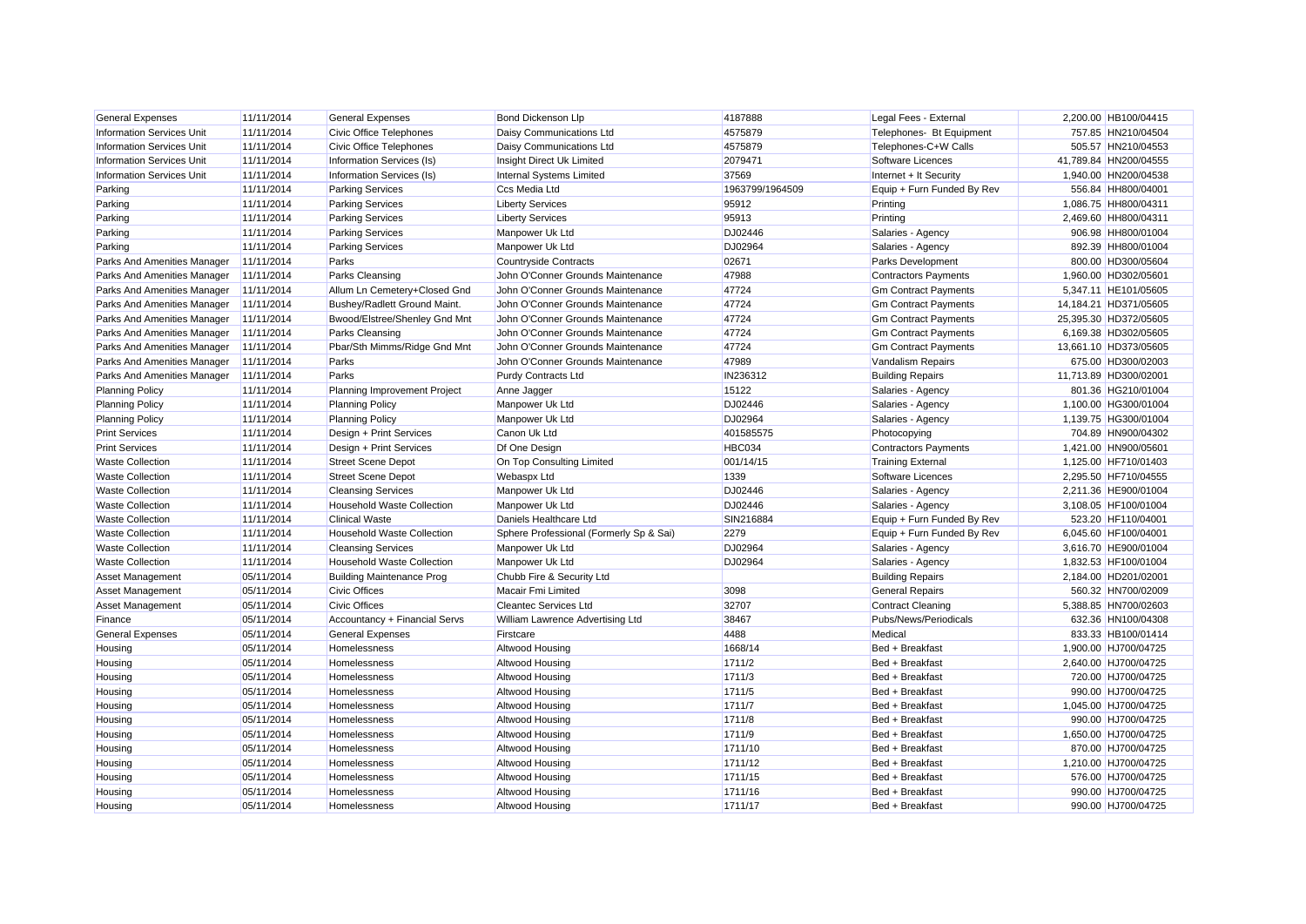| | | | | | | | |
|---|---|---|---|---|---|---|---|
| General Expenses | 11/11/2014 | General Expenses | Bond Dickenson Llp | 4187888 | Legal Fees - External | 2,200.00 | HB100/04415 |
| Information Services Unit | 11/11/2014 | Civic Office Telephones | Daisy Communications Ltd | 4575879 | Telephones- Bt Equipment | 757.85 | HN210/04504 |
| Information Services Unit | 11/11/2014 | Civic Office Telephones | Daisy Communications Ltd | 4575879 | Telephones-C+W Calls | 505.57 | HN210/04553 |
| Information Services Unit | 11/11/2014 | Information Services (Is) | Insight Direct Uk Limited | 2079471 | Software Licences | 41,789.84 | HN200/04555 |
| Information Services Unit | 11/11/2014 | Information Services (Is) | Internal Systems Limited | 37569 | Internet + It Security | 1,940.00 | HN200/04538 |
| Parking | 11/11/2014 | Parking Services | Ccs Media Ltd | 1963799/1964509 | Equip + Furn Funded By Rev | 556.84 | HH800/04001 |
| Parking | 11/11/2014 | Parking Services | Liberty Services | 95912 | Printing | 1,086.75 | HH800/04311 |
| Parking | 11/11/2014 | Parking Services | Liberty Services | 95913 | Printing | 2,469.60 | HH800/04311 |
| Parking | 11/11/2014 | Parking Services | Manpower Uk Ltd | DJ02446 | Salaries - Agency | 906.98 | HH800/01004 |
| Parking | 11/11/2014 | Parking Services | Manpower Uk Ltd | DJ02964 | Salaries - Agency | 892.39 | HH800/01004 |
| Parks And Amenities Manager | 11/11/2014 | Parks | Countryside Contracts | 02671 | Parks Development | 800.00 | HD300/05604 |
| Parks And Amenities Manager | 11/11/2014 | Parks Cleansing | John O'Conner Grounds Maintenance | 47988 | Contractors Payments | 1,960.00 | HD302/05601 |
| Parks And Amenities Manager | 11/11/2014 | Allum Ln Cemetery+Closed Gnd | John O'Conner Grounds Maintenance | 47724 | Gm Contract Payments | 5,347.11 | HE101/05605 |
| Parks And Amenities Manager | 11/11/2014 | Bushey/Radlett Ground Maint. | John O'Conner Grounds Maintenance | 47724 | Gm Contract Payments | 14,184.21 | HD371/05605 |
| Parks And Amenities Manager | 11/11/2014 | Bwood/Elstree/Shenley Gnd Mnt | John O'Conner Grounds Maintenance | 47724 | Gm Contract Payments | 25,395.30 | HD372/05605 |
| Parks And Amenities Manager | 11/11/2014 | Parks Cleansing | John O'Conner Grounds Maintenance | 47724 | Gm Contract Payments | 6,169.38 | HD302/05605 |
| Parks And Amenities Manager | 11/11/2014 | Pbar/Sth Mimms/Ridge Gnd Mnt | John O'Conner Grounds Maintenance | 47724 | Gm Contract Payments | 13,661.10 | HD373/05605 |
| Parks And Amenities Manager | 11/11/2014 | Parks | John O'Conner Grounds Maintenance | 47989 | Vandalism Repairs | 675.00 | HD300/02003 |
| Parks And Amenities Manager | 11/11/2014 | Parks | Purdy Contracts Ltd | IN236312 | Building Repairs | 11,713.89 | HD300/02001 |
| Planning Policy | 11/11/2014 | Planning Improvement Project | Anne Jagger | 15122 | Salaries - Agency | 801.36 | HG210/01004 |
| Planning Policy | 11/11/2014 | Planning Policy | Manpower Uk Ltd | DJ02446 | Salaries - Agency | 1,100.00 | HG300/01004 |
| Planning Policy | 11/11/2014 | Planning Policy | Manpower Uk Ltd | DJ02964 | Salaries - Agency | 1,139.75 | HG300/01004 |
| Print Services | 11/11/2014 | Design + Print Services | Canon Uk Ltd | 401585575 | Photocopying | 704.89 | HN900/04302 |
| Print Services | 11/11/2014 | Design + Print Services | Df One Design | HBC034 | Contractors Payments | 1,421.00 | HN900/05601 |
| Waste Collection | 11/11/2014 | Street Scene Depot | On Top Consulting Limited | 001/14/15 | Training External | 1,125.00 | HF710/01403 |
| Waste Collection | 11/11/2014 | Street Scene Depot | Webaspx Ltd | 1339 | Software Licences | 2,295.50 | HF710/04555 |
| Waste Collection | 11/11/2014 | Cleansing Services | Manpower Uk Ltd | DJ02446 | Salaries - Agency | 2,211.36 | HE900/01004 |
| Waste Collection | 11/11/2014 | Household Waste Collection | Manpower Uk Ltd | DJ02446 | Salaries - Agency | 3,108.05 | HF100/01004 |
| Waste Collection | 11/11/2014 | Clinical Waste | Daniels Healthcare Ltd | SIN216884 | Equip + Furn Funded By Rev | 523.20 | HF110/04001 |
| Waste Collection | 11/11/2014 | Household Waste Collection | Sphere Professional (Formerly Sp & Sai) | 2279 | Equip + Furn Funded By Rev | 6,045.60 | HF100/04001 |
| Waste Collection | 11/11/2014 | Cleansing Services | Manpower Uk Ltd | DJ02964 | Salaries - Agency | 3,616.70 | HE900/01004 |
| Waste Collection | 11/11/2014 | Household Waste Collection | Manpower Uk Ltd | DJ02964 | Salaries - Agency | 1,832.53 | HF100/01004 |
| Asset Management | 05/11/2014 | Building Maintenance Prog | Chubb Fire & Security Ltd | | Building Repairs | 2,184.00 | HD201/02001 |
| Asset Management | 05/11/2014 | Civic Offices | Macair Fmi Limited | 3098 | General Repairs | 560.32 | HN700/02009 |
| Asset Management | 05/11/2014 | Civic Offices | Cleantec Services Ltd | 32707 | Contract Cleaning | 5,388.85 | HN700/02603 |
| Finance | 05/11/2014 | Accountancy + Financial Servs | William Lawrence Advertising Ltd | 38467 | Pubs/News/Periodicals | 632.36 | HN100/04308 |
| General Expenses | 05/11/2014 | General Expenses | Firstcare | 4488 | Medical | 833.33 | HB100/01414 |
| Housing | 05/11/2014 | Homelessness | Altwood Housing | 1668/14 | Bed + Breakfast | 1,900.00 | HJ700/04725 |
| Housing | 05/11/2014 | Homelessness | Altwood Housing | 1711/2 | Bed + Breakfast | 2,640.00 | HJ700/04725 |
| Housing | 05/11/2014 | Homelessness | Altwood Housing | 1711/3 | Bed + Breakfast | 720.00 | HJ700/04725 |
| Housing | 05/11/2014 | Homelessness | Altwood Housing | 1711/5 | Bed + Breakfast | 990.00 | HJ700/04725 |
| Housing | 05/11/2014 | Homelessness | Altwood Housing | 1711/7 | Bed + Breakfast | 1,045.00 | HJ700/04725 |
| Housing | 05/11/2014 | Homelessness | Altwood Housing | 1711/8 | Bed + Breakfast | 990.00 | HJ700/04725 |
| Housing | 05/11/2014 | Homelessness | Altwood Housing | 1711/9 | Bed + Breakfast | 1,650.00 | HJ700/04725 |
| Housing | 05/11/2014 | Homelessness | Altwood Housing | 1711/10 | Bed + Breakfast | 870.00 | HJ700/04725 |
| Housing | 05/11/2014 | Homelessness | Altwood Housing | 1711/12 | Bed + Breakfast | 1,210.00 | HJ700/04725 |
| Housing | 05/11/2014 | Homelessness | Altwood Housing | 1711/15 | Bed + Breakfast | 576.00 | HJ700/04725 |
| Housing | 05/11/2014 | Homelessness | Altwood Housing | 1711/16 | Bed + Breakfast | 990.00 | HJ700/04725 |
| Housing | 05/11/2014 | Homelessness | Altwood Housing | 1711/17 | Bed + Breakfast | 990.00 | HJ700/04725 |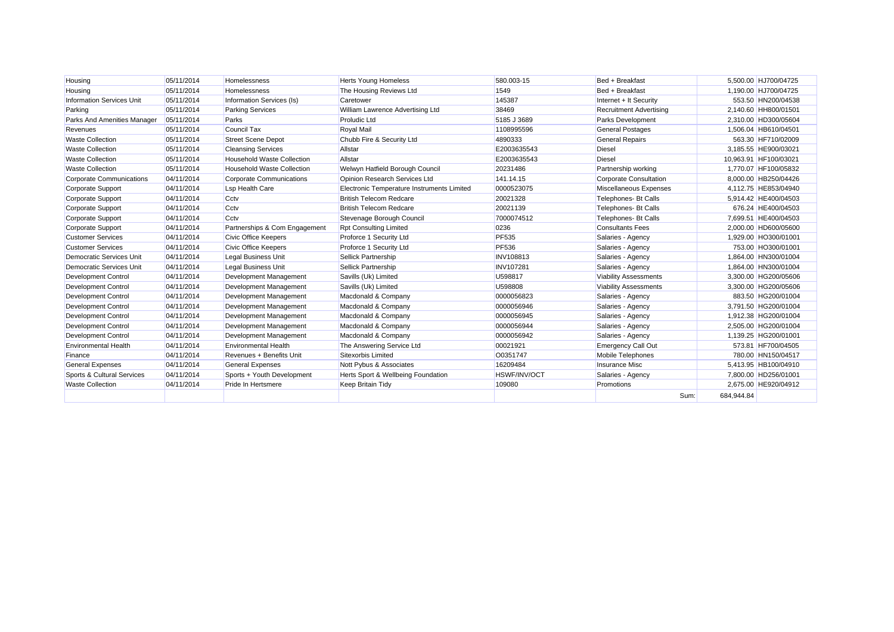| | | | | | | | |
|---|---|---|---|---|---|---|---|
| Housing | 05/11/2014 | Homelessness | Herts Young Homeless | 580.003-15 | Bed + Breakfast | 5,500.00 | HJ700/04725 |
| Housing | 05/11/2014 | Homelessness | The Housing Reviews Ltd | 1549 | Bed + Breakfast | 1,190.00 | HJ700/04725 |
| Information Services Unit | 05/11/2014 | Information Services (Is) | Caretower | 145387 | Internet + It Security | 553.50 | HN200/04538 |
| Parking | 05/11/2014 | Parking Services | William Lawrence Advertising Ltd | 38469 | Recruitment Advertising | 2,140.60 | HH800/01501 |
| Parks And Amenities Manager | 05/11/2014 | Parks | Proludic Ltd | 5185 J 3689 | Parks Development | 2,310.00 | HD300/05604 |
| Revenues | 05/11/2014 | Council Tax | Royal Mail | 1108995596 | General Postages | 1,506.04 | HB610/04501 |
| Waste Collection | 05/11/2014 | Street Scene Depot | Chubb Fire & Security Ltd | 4890333 | General Repairs | 563.30 | HF710/02009 |
| Waste Collection | 05/11/2014 | Cleansing Services | Allstar | E2003635543 | Diesel | 3,185.55 | HE900/03021 |
| Waste Collection | 05/11/2014 | Household Waste Collection | Allstar | E2003635543 | Diesel | 10,963.91 | HF100/03021 |
| Waste Collection | 05/11/2014 | Household Waste Collection | Welwyn Hatfield Borough Council | 20231486 | Partnership working | 1,770.07 | HF100/05832 |
| Corporate Communications | 04/11/2014 | Corporate Communications | Opinion Research Services Ltd | 141.14.15 | Corporate Consultation | 8,000.00 | HB250/04426 |
| Corporate Support | 04/11/2014 | Lsp Health Care | Electronic Temperature Instruments Limited | 0000523075 | Miscellaneous Expenses | 4,112.75 | HE853/04940 |
| Corporate Support | 04/11/2014 | Cctv | British Telecom Redcare | 20021328 | Telephones- Bt Calls | 5,914.42 | HE400/04503 |
| Corporate Support | 04/11/2014 | Cctv | British Telecom Redcare | 20021139 | Telephones- Bt Calls | 676.24 | HE400/04503 |
| Corporate Support | 04/11/2014 | Cctv | Stevenage Borough Council | 7000074512 | Telephones- Bt Calls | 7,699.51 | HE400/04503 |
| Corporate Support | 04/11/2014 | Partnerships & Com Engagement | Rpt Consulting Limited | 0236 | Consultants Fees | 2,000.00 | HD600/05600 |
| Customer Services | 04/11/2014 | Civic Office Keepers | Proforce 1 Security Ltd | PF535 | Salaries - Agency | 1,929.00 | HO300/01001 |
| Customer Services | 04/11/2014 | Civic Office Keepers | Proforce 1 Security Ltd | PF536 | Salaries - Agency | 753.00 | HO300/01001 |
| Democratic Services Unit | 04/11/2014 | Legal Business Unit | Sellick Partnership | INV108813 | Salaries - Agency | 1,864.00 | HN300/01004 |
| Democratic Services Unit | 04/11/2014 | Legal Business Unit | Sellick Partnership | INV107281 | Salaries - Agency | 1,864.00 | HN300/01004 |
| Development Control | 04/11/2014 | Development Management | Savills (Uk) Limited | U598817 | Viability Assessments | 3,300.00 | HG200/05606 |
| Development Control | 04/11/2014 | Development Management | Savills (Uk) Limited | U598808 | Viability Assessments | 3,300.00 | HG200/05606 |
| Development Control | 04/11/2014 | Development Management | Macdonald & Company | 0000056823 | Salaries - Agency | 883.50 | HG200/01004 |
| Development Control | 04/11/2014 | Development Management | Macdonald & Company | 0000056946 | Salaries - Agency | 3,791.50 | HG200/01004 |
| Development Control | 04/11/2014 | Development Management | Macdonald & Company | 0000056945 | Salaries - Agency | 1,912.38 | HG200/01004 |
| Development Control | 04/11/2014 | Development Management | Macdonald & Company | 0000056944 | Salaries - Agency | 2,505.00 | HG200/01004 |
| Development Control | 04/11/2014 | Development Management | Macdonald & Company | 0000056942 | Salaries - Agency | 1,139.25 | HG200/01001 |
| Environmental Health | 04/11/2014 | Environmental Health | The Answering Service Ltd | 00021921 | Emergency Call Out | 573.81 | HF700/04505 |
| Finance | 04/11/2014 | Revenues + Benefits Unit | Sitexorbis Limited | O0351747 | Mobile Telephones | 780.00 | HN150/04517 |
| General Expenses | 04/11/2014 | General Expenses | Nott Pybus & Associates | 16209484 | Insurance Misc | 5,413.95 | HB100/04910 |
| Sports & Cultural Services | 04/11/2014 | Sports + Youth Development | Herts Sport & Wellbeing Foundation | HSWF/INV/OCT | Salaries - Agency | 7,800.00 | HD256/01001 |
| Waste Collection | 04/11/2014 | Pride In Hertsmere | Keep Britain Tidy | 109080 | Promotions | 2,675.00 | HE920/04912 |
| | | | | | Sum: | 684,944.84 | |